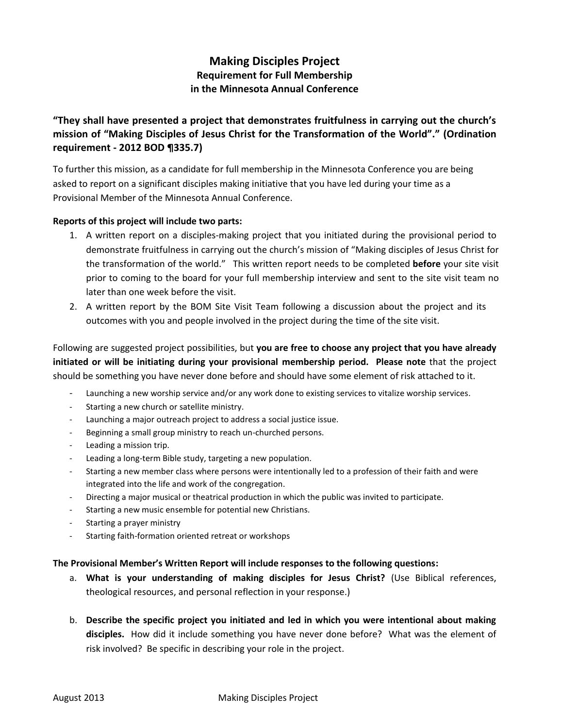# Making Disciples Project
## Requirement for Full Membership in the Minnesota Annual Conference

### "They shall have presented a project that demonstrates fruitfulness in carrying out the church's mission of "Making Disciples of Jesus Christ for the Transformation of the World"." (Ordination requirement - 2012 BOD ¶335.7)

To further this mission, as a candidate for full membership in the Minnesota Conference you are being asked to report on a significant disciples making initiative that you have led during your time as a Provisional Member of the Minnesota Annual Conference.

**Reports of this project will include two parts:**

1. A written report on a disciples-making project that you initiated during the provisional period to demonstrate fruitfulness in carrying out the church's mission of "Making disciples of Jesus Christ for the transformation of the world." This written report needs to be completed **before** your site visit prior to coming to the board for your full membership interview and sent to the site visit team no later than one week before the visit.
2. A written report by the BOM Site Visit Team following a discussion about the project and its outcomes with you and people involved in the project during the time of the site visit.

Following are suggested project possibilities, but **you are free to choose any project that you have already initiated or will be initiating during your provisional membership period. Please note** that the project should be something you have never done before and should have some element of risk attached to it.

- Launching a new worship service and/or any work done to existing services to vitalize worship services.
- Starting a new church or satellite ministry.
- Launching a major outreach project to address a social justice issue.
- Beginning a small group ministry to reach un-churched persons.
- Leading a mission trip.
- Leading a long-term Bible study, targeting a new population.
- Starting a new member class where persons were intentionally led to a profession of their faith and were integrated into the life and work of the congregation.
- Directing a major musical or theatrical production in which the public was invited to participate.
- Starting a new music ensemble for potential new Christians.
- Starting a prayer ministry
- Starting faith-formation oriented retreat or workshops

**The Provisional Member's Written Report will include responses to the following questions:**

a. **What is your understanding of making disciples for Jesus Christ?** (Use Biblical references, theological resources, and personal reflection in your response.)

b. **Describe the specific project you initiated and led in which you were intentional about making disciples.** How did it include something you have never done before? What was the element of risk involved? Be specific in describing your role in the project.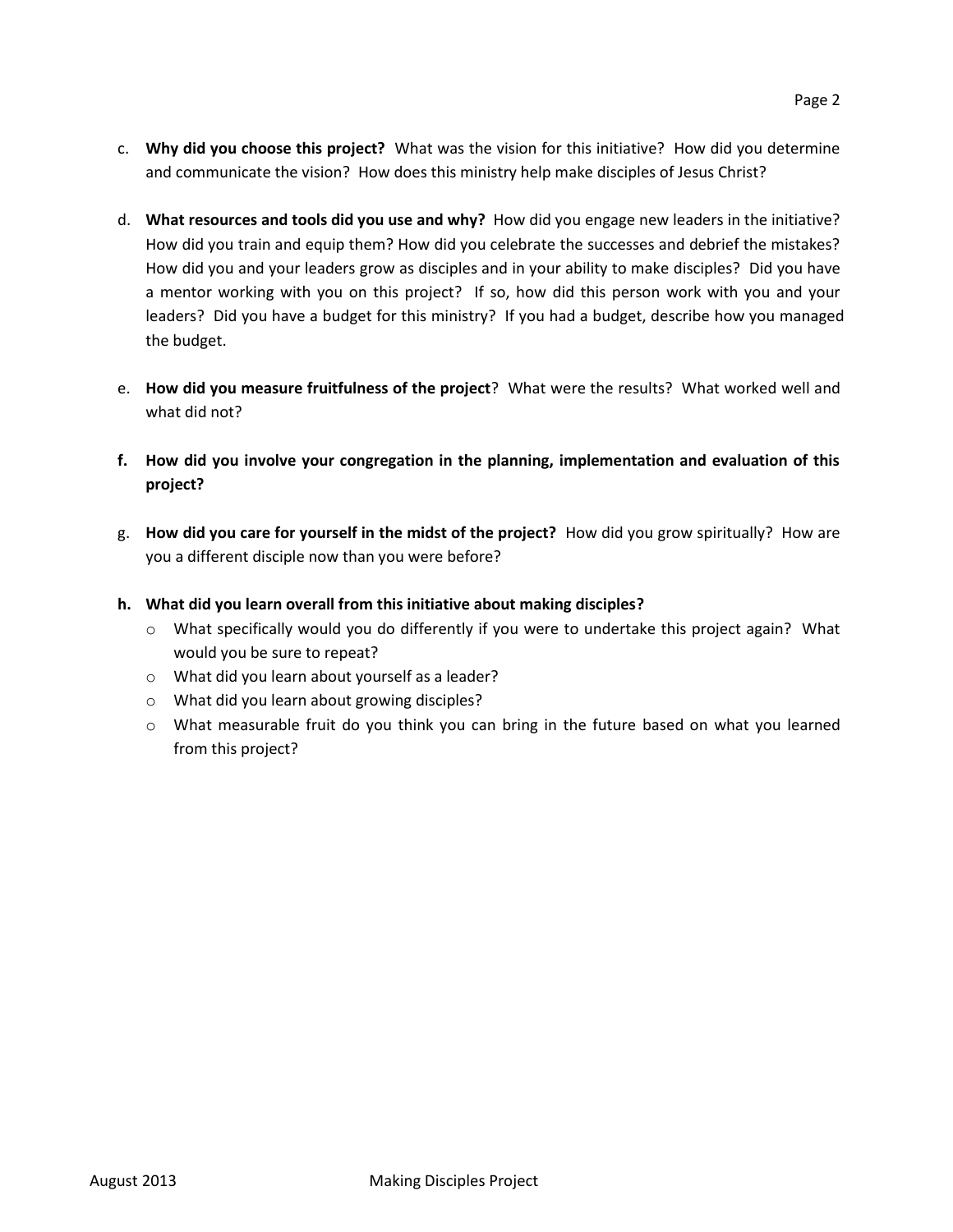c. **Why did you choose this project?** What was the vision for this initiative? How did you determine and communicate the vision? How does this ministry help make disciples of Jesus Christ?

d. **What resources and tools did you use and why?** How did you engage new leaders in the initiative? How did you train and equip them? How did you celebrate the successes and debrief the mistakes? How did you and your leaders grow as disciples and in your ability to make disciples? Did you have a mentor working with you on this project? If so, how did this person work with you and your leaders? Did you have a budget for this ministry? If you had a budget, describe how you managed the budget.

e. **How did you measure fruitfulness of the project**? What were the results? What worked well and what did not?

f. **How did you involve your congregation in the planning, implementation and evaluation of this project?**

g. **How did you care for yourself in the midst of the project?** How did you grow spiritually? How are you a different disciple now than you were before?

h. **What did you learn overall from this initiative about making disciples?**
   - What specifically would you do differently if you were to undertake this project again? What would you be sure to repeat?
   - What did you learn about yourself as a leader?
   - What did you learn about growing disciples?
   - What measurable fruit do you think you can bring in the future based on what you learned from this project?